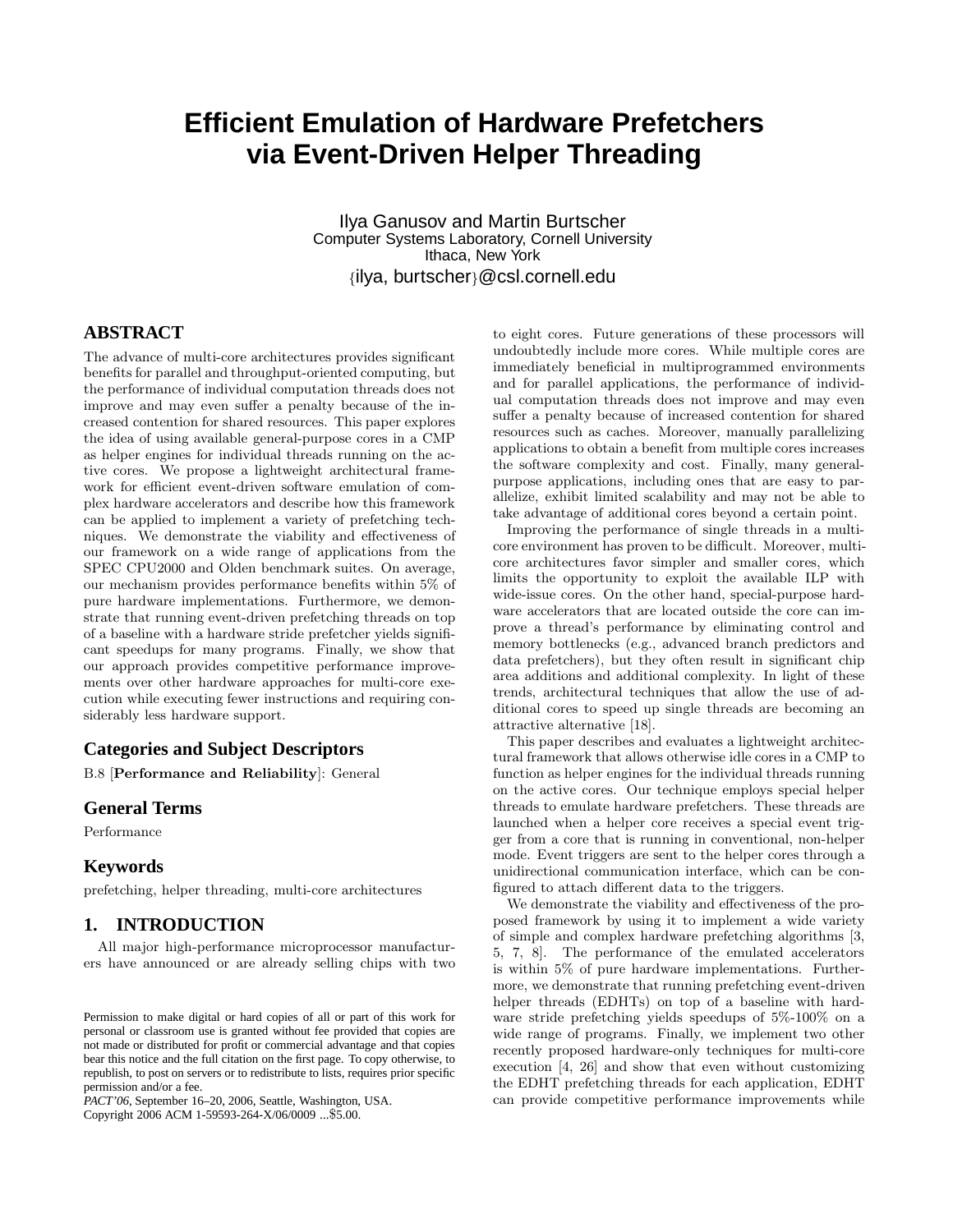# Efficient Emulation of Hardware Prefetchers via Event-Driven Helper Threading

Ilya Ganusov and Martin Burtscher
Computer Systems Laboratory, Cornell University
Ithaca, New York
{ilya, burtscher}@csl.cornell.edu

## ABSTRACT

The advance of multi-core architectures provides significant benefits for parallel and throughput-oriented computing, but the performance of individual computation threads does not improve and may even suffer a penalty because of the increased contention for shared resources. This paper explores the idea of using available general-purpose cores in a CMP as helper engines for individual threads running on the active cores. We propose a lightweight architectural framework for efficient event-driven software emulation of complex hardware accelerators and describe how this framework can be applied to implement a variety of prefetching techniques. We demonstrate the viability and effectiveness of our framework on a wide range of applications from the SPEC CPU2000 and Olden benchmark suites. On average, our mechanism provides performance benefits within 5% of pure hardware implementations. Furthermore, we demonstrate that running event-driven prefetching threads on top of a baseline with a hardware stride prefetcher yields significant speedups for many programs. Finally, we show that our approach provides competitive performance improvements over other hardware approaches for multi-core execution while executing fewer instructions and requiring considerably less hardware support.

### Categories and Subject Descriptors

B.8 [**Performance and Reliability**]: General

### General Terms

Performance

### Keywords

prefetching, helper threading, multi-core architectures

## 1. INTRODUCTION

All major high-performance microprocessor manufacturers have announced or are already selling chips with two to eight cores. Future generations of these processors will undoubtedly include more cores. While multiple cores are immediately beneficial in multiprogrammed environments and for parallel applications, the performance of individual computation threads does not improve and may even suffer a penalty because of increased contention for shared resources such as caches. Moreover, manually parallelizing applications to obtain a benefit from multiple cores increases the software complexity and cost. Finally, many general-purpose applications, including ones that are easy to parallelize, exhibit limited scalability and may not be able to take advantage of additional cores beyond a certain point.

Improving the performance of single threads in a multi-core environment has proven to be difficult. Moreover, multi-core architectures favor simpler and smaller cores, which limits the opportunity to exploit the available ILP with wide-issue cores. On the other hand, special-purpose hardware accelerators that are located outside the core can improve a thread's performance by eliminating control and memory bottlenecks (e.g., advanced branch predictors and data prefetchers), but they often result in significant chip area additions and additional complexity. In light of these trends, architectural techniques that allow the use of additional cores to speed up single threads are becoming an attractive alternative [18].

This paper describes and evaluates a lightweight architectural framework that allows otherwise idle cores in a CMP to function as helper engines for the individual threads running on the active cores. Our technique employs special helper threads to emulate hardware prefetchers. These threads are launched when a helper core receives a special event trigger from a core that is running in conventional, non-helper mode. Event triggers are sent to the helper cores through a unidirectional communication interface, which can be configured to attach different data to the triggers.

We demonstrate the viability and effectiveness of the proposed framework by using it to implement a wide variety of simple and complex hardware prefetching algorithms [3, 5, 7, 8]. The performance of the emulated accelerators is within 5% of pure hardware implementations. Furthermore, we demonstrate that running prefetching event-driven helper threads (EDHTs) on top of a baseline with hardware stride prefetching yields speedups of 5%-100% on a wide range of programs. Finally, we implement two other recently proposed hardware-only techniques for multi-core execution [4, 26] and show that even without customizing the EDHT prefetching threads for each application, EDHT can provide competitive performance improvements while

Permission to make digital or hard copies of all or part of this work for personal or classroom use is granted without fee provided that copies are not made or distributed for profit or commercial advantage and that copies bear this notice and the full citation on the first page. To copy otherwise, to republish, to post on servers or to redistribute to lists, requires prior specific permission and/or a fee.
*PACT'06*, September 16–20, 2006, Seattle, Washington, USA.
Copyright 2006 ACM 1-59593-264-X/06/0009 ...$5.00.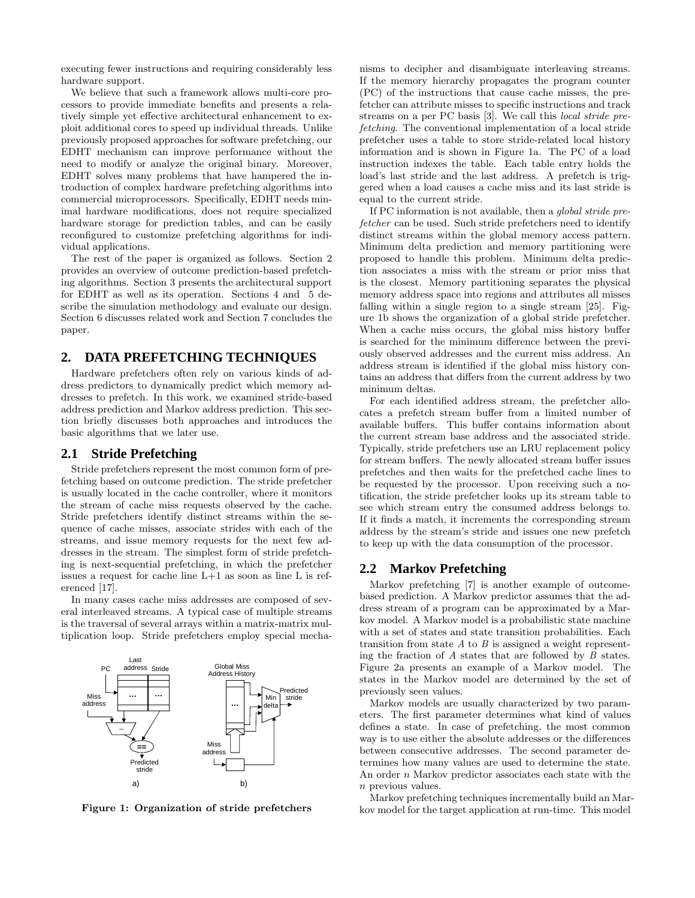executing fewer instructions and requiring considerably less hardware support.

We believe that such a framework allows multi-core processors to provide immediate benefits and presents a relatively simple yet effective architectural enhancement to exploit additional cores to speed up individual threads. Unlike previously proposed approaches for software prefetching, our EDHT mechanism can improve performance without the need to modify or analyze the original binary. Moreover, EDHT solves many problems that have hampered the introduction of complex hardware prefetching algorithms into commercial microprocessors. Specifically, EDHT needs minimal hardware modifications, does not require specialized hardware storage for prediction tables, and can be easily reconfigured to customize prefetching algorithms for individual applications.

The rest of the paper is organized as follows. Section 2 provides an overview of outcome prediction-based prefetching algorithms. Section 3 presents the architectural support for EDHT as well as its operation. Sections 4 and 5 describe the simulation methodology and evaluate our design. Section 6 discusses related work and Section 7 concludes the paper.

## 2. DATA PREFETCHING TECHNIQUES

Hardware prefetchers often rely on various kinds of address predictors to dynamically predict which memory addresses to prefetch. In this work, we examined stride-based address prediction and Markov address prediction. This section briefly discusses both approaches and introduces the basic algorithms that we later use.

### 2.1 Stride Prefetching

Stride prefetchers represent the most common form of prefetching based on outcome prediction. The stride prefetcher is usually located in the cache controller, where it monitors the stream of cache miss requests observed by the cache. Stride prefetchers identify distinct streams within the sequence of cache misses, associate strides with each of the streams, and issue memory requests for the next few addresses in the stream. The simplest form of stride prefetching is next-sequential prefetching, in which the prefetcher issues a request for cache line L+1 as soon as line L is referenced [17].

In many cases cache miss addresses are composed of several interleaved streams. A typical case of multiple streams is the traversal of several arrays within a matrix-matrix multiplication loop. Stride prefetchers employ special mechanisms to decipher and disambiguate interleaving streams. If the memory hierarchy propagates the program counter (PC) of the instructions that cause cache misses, the prefetcher can attribute misses to specific instructions and track streams on a per PC basis [3]. We call this *local stride prefetching*. The conventional implementation of a local stride prefetcher uses a table to store stride-related local history information and is shown in Figure 1a. The PC of a load instruction indexes the table. Each table entry holds the load's last stride and the last address. A prefetch is triggered when a load causes a cache miss and its last stride is equal to the current stride.

**Figure 1: Organization of stride prefetchers**

If PC information is not available, then a *global stride prefetcher* can be used. Such stride prefetchers need to identify distinct streams within the global memory access pattern. Minimum delta prediction and memory partitioning were proposed to handle this problem. Minimum delta prediction associates a miss with the stream or prior miss that is the closest. Memory partitioning separates the physical memory address space into regions and attributes all misses falling within a single region to a single stream [25]. Figure 1b shows the organization of a global stride prefetcher. When a cache miss occurs, the global miss history buffer is searched for the minimum difference between the previously observed addresses and the current miss address. An address stream is identified if the global miss history contains an address that differs from the current address by two minimum deltas.

For each identified address stream, the prefetcher allocates a prefetch stream buffer from a limited number of available buffers. This buffer contains information about the current stream base address and the associated stride. Typically, stride prefetchers use an LRU replacement policy for stream buffers. The newly allocated stream buffer issues prefetches and then waits for the prefetched cache lines to be requested by the processor. Upon receiving such a notification, the stride prefetcher looks up its stream table to see which stream entry the consumed address belongs to. If it finds a match, it increments the corresponding stream address by the stream's stride and issues one new prefetch to keep up with the data consumption of the processor.

### 2.2 Markov Prefetching

Markov prefetching [7] is another example of outcome-based prediction. A Markov predictor assumes that the address stream of a program can be approximated by a Markov model. A Markov model is a probabilistic state machine with a set of states and state transition probabilities. Each transition from state $A$ to $B$ is assigned a weight representing the fraction of $A$ states that are followed by $B$ states. Figure 2a presents an example of a Markov model. The states in the Markov model are determined by the set of previously seen values.

Markov models are usually characterized by two parameters. The first parameter determines what kind of values defines a state. In case of prefetching, the most common way is to use either the absolute addresses or the differences between consecutive addresses. The second parameter determines how many values are used to determine the state. An order $n$ Markov predictor associates each state with the $n$ previous values.

Markov prefetching techniques incrementally build an Markov model for the target application at run-time. This model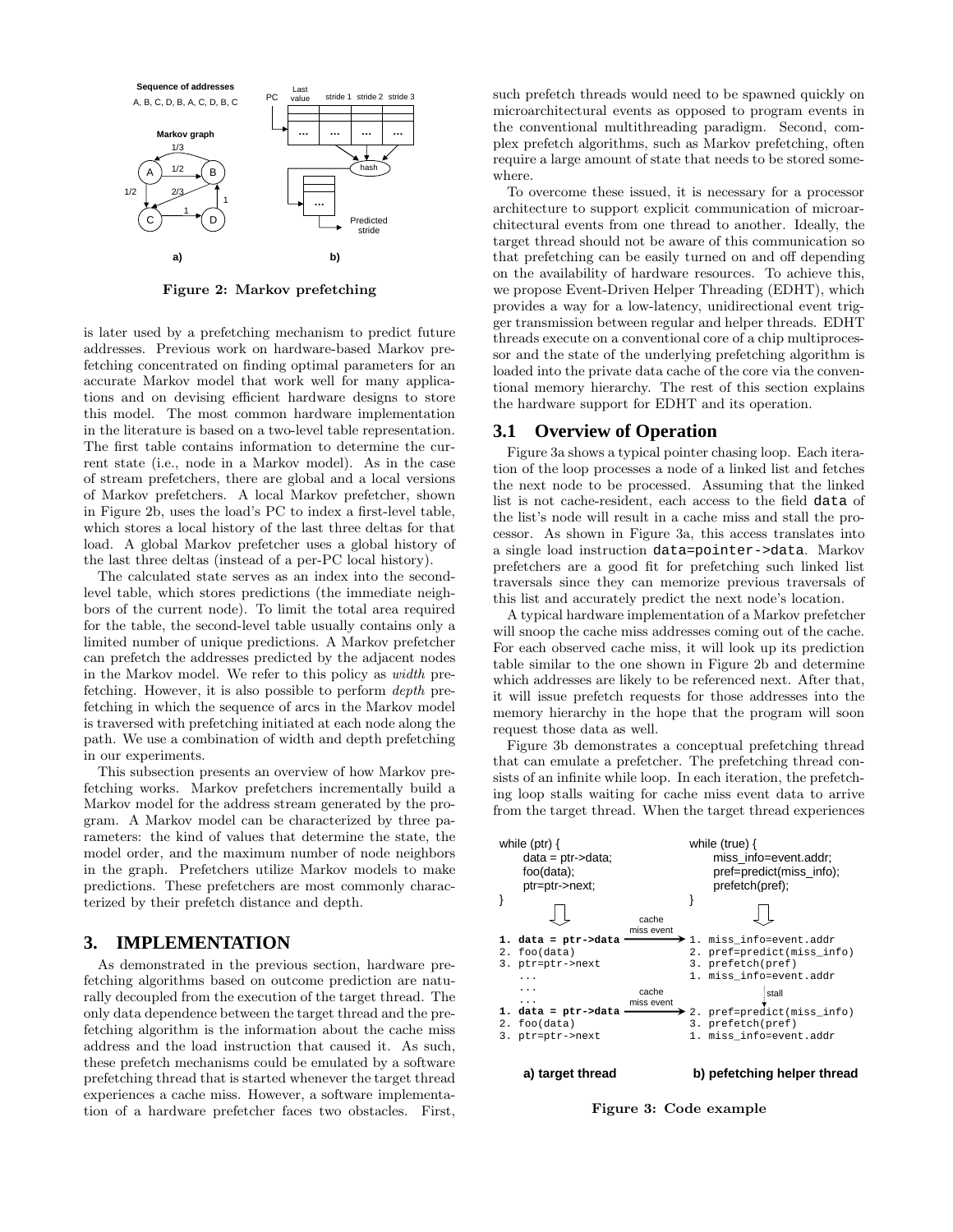Figure 2: Markov prefetching

is later used by a prefetching mechanism to predict future addresses. Previous work on hardware-based Markov prefetching concentrated on finding optimal parameters for an accurate Markov model that work well for many applications and on devising efficient hardware designs to store this model. The most common hardware implementation in the literature is based on a two-level table representation. The first table contains information to determine the current state (i.e., node in a Markov model). As in the case of stream prefetchers, there are global and a local versions of Markov prefetchers. A local Markov prefetcher, shown in Figure 2b, uses the load's PC to index a first-level table, which stores a local history of the last three deltas for that load. A global Markov prefetcher uses a global history of the last three deltas (instead of a per-PC local history).

The calculated state serves as an index into the second-level table, which stores predictions (the immediate neighbors of the current node). To limit the total area required for the table, the second-level table usually contains only a limited number of unique predictions. A Markov prefetcher can prefetch the addresses predicted by the adjacent nodes in the Markov model. We refer to this policy as *width* prefetching. However, it is also possible to perform *depth* prefetching in which the sequence of arcs in the Markov model is traversed with prefetching initiated at each node along the path. We use a combination of width and depth prefetching in our experiments.

This subsection presents an overview of how Markov prefetching works. Markov prefetchers incrementally build a Markov model for the address stream generated by the program. A Markov model can be characterized by three parameters: the kind of values that determine the state, the model order, and the maximum number of node neighbors in the graph. Prefetchers utilize Markov models to make predictions. These prefetchers are most commonly characterized by their prefetch distance and depth.

# 3. IMPLEMENTATION

As demonstrated in the previous section, hardware prefetching algorithms based on outcome prediction are naturally decoupled from the execution of the target thread. The only data dependence between the target thread and the prefetching algorithm is the information about the cache miss address and the load instruction that caused it. As such, these prefetch mechanisms could be emulated by a software prefetching thread that is started whenever the target thread experiences a cache miss. However, a software implementation of a hardware prefetcher faces two obstacles. First, such prefetch threads would need to be spawned quickly on microarchitectural events as opposed to program events in the conventional multithreading paradigm. Second, complex prefetch algorithms, such as Markov prefetching, often require a large amount of state that needs to be stored somewhere.

To overcome these issued, it is necessary for a processor architecture to support explicit communication of microarchitectural events from one thread to another. Ideally, the target thread should not be aware of this communication so that prefetching can be easily turned on and off depending on the availability of hardware resources. To achieve this, we propose Event-Driven Helper Threading (EDHT), which provides a way for a low-latency, unidirectional event trigger transmission between regular and helper threads. EDHT threads execute on a conventional core of a chip multiprocessor and the state of the underlying prefetching algorithm is loaded into the private data cache of the core via the conventional memory hierarchy. The rest of this section explains the hardware support for EDHT and its operation.

## 3.1 Overview of Operation

Figure 3a shows a typical pointer chasing loop. Each iteration of the loop processes a node of a linked list and fetches the next node to be processed. Assuming that the linked list is not cache-resident, each access to the field `data` of the list's node will result in a cache miss and stall the processor. As shown in Figure 3a, this access translates into a single load instruction `data=pointer->data`. Markov prefetchers are a good fit for prefetching such linked list traversals since they can memorize previous traversals of this list and accurately predict the next node's location.

A typical hardware implementation of a Markov prefetcher will snoop the cache miss addresses coming out of the cache. For each observed cache miss, it will look up its prediction table similar to the one shown in Figure 2b and determine which addresses are likely to be referenced next. After that, it will issue prefetch requests for those addresses into the memory hierarchy in the hope that the program will soon request those data as well.

Figure 3b demonstrates a conceptual prefetching thread that can emulate a prefetcher. The prefetching thread consists of an infinite while loop. In each iteration, the prefetching loop stalls waiting for cache miss event data to arrive from the target thread. When the target thread experiences

```
while (ptr) {                          while (true) {
    data = ptr->data;                      miss_info=event.addr;
    foo(data);                             pref=predict(miss_info);
    ptr=ptr->next;                         prefetch(pref);
}                                      }

                    cache
                    miss event
1. data = ptr->data ----------> 1. miss_info=event.addr
2. foo(data)                    2. pref=predict(miss_info)
3. ptr=ptr->next                3. prefetch(pref)
   ...                          1. miss_info=event.addr
   ...              cache          stall
   ...              miss event
1. data = ptr->data ----------> 2. pref=predict(miss_info)
2. foo(data)                    3. prefetch(pref)
3. ptr=ptr->next                1. miss_info=event.addr

    a) target thread            b) pefetching helper thread
```

Figure 3: Code example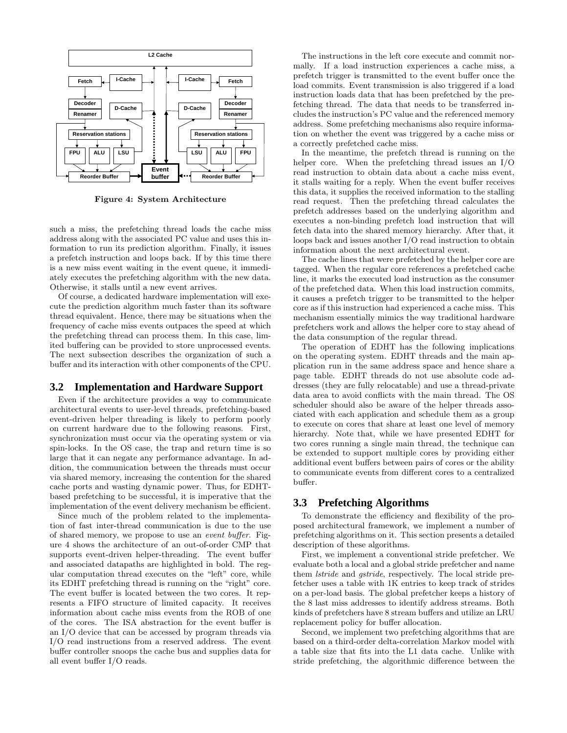Figure 4: System Architecture

such a miss, the prefetching thread loads the cache miss address along with the associated PC value and uses this information to run its prediction algorithm. Finally, it issues a prefetch instruction and loops back. If by this time there is a new miss event waiting in the event queue, it immediately executes the prefetching algorithm with the new data. Otherwise, it stalls until a new event arrives.

Of course, a dedicated hardware implementation will execute the prediction algorithm much faster than its software thread equivalent. Hence, there may be situations when the frequency of cache miss events outpaces the speed at which the prefetching thread can process them. In this case, limited buffering can be provided to store unprocessed events. The next subsection describes the organization of such a buffer and its interaction with other components of the CPU.

## 3.2 Implementation and Hardware Support

Even if the architecture provides a way to communicate architectural events to user-level threads, prefetching-based event-driven helper threading is likely to perform poorly on current hardware due to the following reasons. First, synchronization must occur via the operating system or via spin-locks. In the OS case, the trap and return time is so large that it can negate any performance advantage. In addition, the communication between the threads must occur via shared memory, increasing the contention for the shared cache ports and wasting dynamic power. Thus, for EDHT-based prefetching to be successful, it is imperative that the implementation of the event delivery mechanism be efficient.

Since much of the problem related to the implementation of fast inter-thread communication is due to the use of shared memory, we propose to use an *event buffer*. Figure 4 shows the architecture of an out-of-order CMP that supports event-driven helper-threading. The event buffer and associated datapaths are highlighted in bold. The regular computation thread executes on the "left" core, while its EDHT prefetching thread is running on the "right" core. The event buffer is located between the two cores. It represents a FIFO structure of limited capacity. It receives information about cache miss events from the ROB of one of the cores. The ISA abstraction for the event buffer is an I/O device that can be accessed by program threads via I/O read instructions from a reserved address. The event buffer controller snoops the cache bus and supplies data for all event buffer I/O reads.

The instructions in the left core execute and commit normally. If a load instruction experiences a cache miss, a prefetch trigger is transmitted to the event buffer once the load commits. Event transmission is also triggered if a load instruction loads data that has been prefetched by the prefetching thread. The data that needs to be transferred includes the instruction's PC value and the referenced memory address. Some prefetching mechanisms also require information on whether the event was triggered by a cache miss or a correctly prefetched cache miss.

In the meantime, the prefetch thread is running on the helper core. When the prefetching thread issues an I/O read instruction to obtain data about a cache miss event, it stalls waiting for a reply. When the event buffer receives this data, it supplies the received information to the stalling read request. Then the prefetching thread calculates the prefetch addresses based on the underlying algorithm and executes a non-binding prefetch load instruction that will fetch data into the shared memory hierarchy. After that, it loops back and issues another I/O read instruction to obtain information about the next architectural event.

The cache lines that were prefetched by the helper core are tagged. When the regular core references a prefetched cache line, it marks the executed load instruction as the consumer of the prefetched data. When this load instruction commits, it causes a prefetch trigger to be transmitted to the helper core as if this instruction had experienced a cache miss. This mechanism essentially mimics the way traditional hardware prefetchers work and allows the helper core to stay ahead of the data consumption of the regular thread.

The operation of EDHT has the following implications on the operating system. EDHT threads and the main application run in the same address space and hence share a page table. EDHT threads do not use absolute code addresses (they are fully relocatable) and use a thread-private data area to avoid conflicts with the main thread. The OS scheduler should also be aware of the helper threads associated with each application and schedule them as a group to execute on cores that share at least one level of memory hierarchy. Note that, while we have presented EDHT for two cores running a single main thread, the technique can be extended to support multiple cores by providing either additional event buffers between pairs of cores or the ability to communicate events from different cores to a centralized buffer.

## 3.3 Prefetching Algorithms

To demonstrate the efficiency and flexibility of the proposed architectural framework, we implement a number of prefetching algorithms on it. This section presents a detailed description of these algorithms.

First, we implement a conventional stride prefetcher. We evaluate both a local and a global stride prefetcher and name them *lstride* and *gstride*, respectively. The local stride prefetcher uses a table with 1K entries to keep track of strides on a per-load basis. The global prefetcher keeps a history of the 8 last miss addresses to identify address streams. Both kinds of prefetchers have 8 stream buffers and utilize an LRU replacement policy for buffer allocation.

Second, we implement two prefetching algorithms that are based on a third-order delta-correlation Markov model with a table size that fits into the L1 data cache. Unlike with stride prefetching, the algorithmic difference between the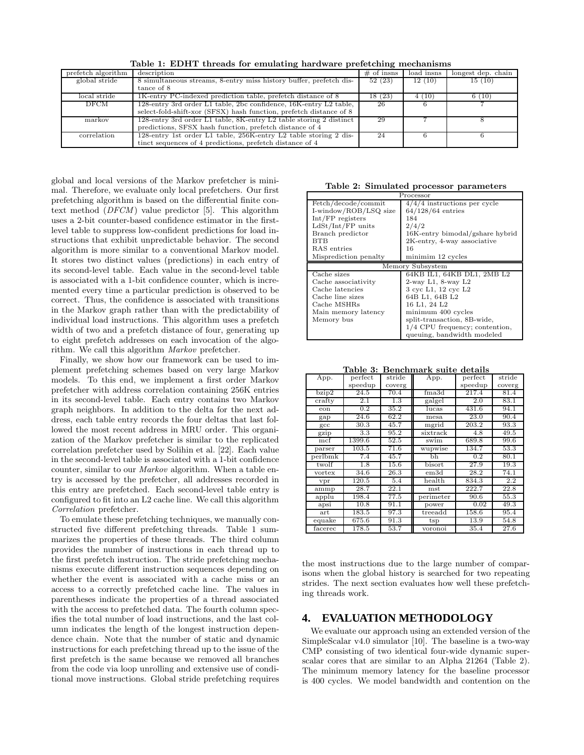**Table 1: EDHT threads for emulating hardware prefetching mechanisms**

| prefetch algorithm | description | # of insns | load insns | longest dep. chain |
|---|---|---|---|---|
| global stride | 8 simultaneous streams, 8-entry miss history buffer, prefetch distance of 8 | 52 (23) | 12 (10) | 15 (10) |
| local stride | 1K-entry PC-indexed prediction table, prefetch distance of 8 | 18 (23) | 4 (10) | 6 (10) |
| DFCM | 128-entry 3rd order L1 table, 2bc confidence, 16K-entry L2 table, select-fold-shift-xor (SFSX) hash function, prefetch distance of 8 | 26 | 6 | 7 |
| markov | 128-entry 3rd order L1 table, 8K-entry L2 table storing 2 distinct predictions, SFSX hash function, prefetch distance of 4 | 29 | 7 | 8 |
| correlation | 128-entry 1st order L1 table, 256K-entry L2 table storing 2 distinct sequences of 4 predictions, prefetch distance of 4 | 24 | 6 | 6 |

global and local versions of the Markov prefetcher is minimal. Therefore, we evaluate only local prefetchers. Our first prefetching algorithm is based on the differential finite context method (*DFCM*) value predictor [5]. This algorithm uses a 2-bit counter-based confidence estimator in the first-level table to suppress low-confident predictions for load instructions that exhibit unpredictable behavior. The second algorithm is more similar to a conventional Markov model. It stores two distinct values (predictions) in each entry of its second-level table. Each value in the second-level table is associated with a 1-bit confidence counter, which is incremented every time a particular prediction is observed to be correct. Thus, the confidence is associated with transitions in the Markov graph rather than with the predictability of individual load instructions. This algorithm uses a prefetch width of two and a prefetch distance of four, generating up to eight prefetch addresses on each invocation of the algorithm. We call this algorithm *Markov* prefetcher.

Finally, we show how our framework can be used to implement prefetching schemes based on very large Markov models. To this end, we implement a first order Markov prefetcher with address correlation containing 256K entries in its second-level table. Each entry contains two Markov graph neighbors. In addition to the delta for the next address, each table entry records the four deltas that last followed the most recent address in MRU order. This organization of the Markov prefetcher is similar to the replicated correlation prefetcher used by Solihin et al. [22]. Each value in the second-level table is associated with a 1-bit confidence counter, similar to our *Markov* algorithm. When a table entry is accessed by the prefetcher, all addresses recorded in this entry are prefetched. Each second-level table entry is configured to fit into an L2 cache line. We call this algorithm *Correlation* prefetcher.

To emulate these prefetching techniques, we manually constructed five different prefetching threads. Table 1 summarizes the properties of these threads. The third column provides the number of instructions in each thread up to the first prefetch instruction. The stride prefetching mechanisms execute different instruction sequences depending on whether the event is associated with a cache miss or an access to a correctly prefetched cache line. The values in parentheses indicate the properties of a thread associated with the access to prefetched data. The fourth column specifies the total number of load instructions, and the last column indicates the length of the longest instruction dependence chain. Note that the number of static and dynamic instructions for each prefetching thread up to the issue of the first prefetch is the same because we removed all branches from the code via loop unrolling and extensive use of conditional move instructions. Global stride prefetching requires the most instructions due to the large number of comparisons when the global history is searched for two repeating strides. The next section evaluates how well these prefetching threads work.

**Table 2: Simulated processor parameters**

| Processor | |
|---|---|
| Fetch/decode/commit | 4/4/4 instructions per cycle |
| I-window/ROB/LSQ size | 64/128/64 entries |
| Int/FP registers | 184 |
| LdSt/Int/FP units | 2/4/2 |
| Branch predictor | 16K-entry bimodal/gshare hybrid |
| BTB | 2K-entry, 4-way associative |
| RAS entries | 16 |
| Misprediction penalty | minimim 12 cycles |
| **Memory Subsystem** | |
| Cache sizes | 64KB IL1, 64KB DL1, 2MB L2 |
| Cache associativity | 2-way L1, 8-way L2 |
| Cache latencies | 3 cyc L1, 12 cyc L2 |
| Cache line sizes | 64B L1, 64B L2 |
| Cache MSHRs | 16 L1, 24 L2 |
| Main memory latency | minimum 400 cycles |
| Memory bus | split-transaction, 8B-wide, 1/4 CPU frequency; contention, queuing, bandwidth modeled |

**Table 3: Benchmark suite details**

| App. | perfect speedup | stride coverg | App. | perfect speedup | stride coverg |
|---|---|---|---|---|---|
| bzip2 | 24.5 | 70.4 | fma3d | 217.4 | 81.4 |
| crafty | 2.1 | 1.3 | galgel | 2.0 | 83.1 |
| eon | 0.2 | 35.2 | lucas | 431.6 | 94.1 |
| gap | 24.6 | 62.2 | mesa | 23.0 | 90.4 |
| gcc | 30.3 | 45.7 | mgrid | 203.2 | 93.3 |
| gzip | 3.3 | 95.2 | sixtrack | 4.8 | 49.5 |
| mcf | 1399.6 | 52.5 | swim | 689.8 | 99.6 |
| parser | 103.5 | 71.6 | wupwise | 134.7 | 53.3 |
| perlbmk | 7.4 | 45.7 | bh | 0.2 | 80.1 |
| twolf | 1.8 | 15.6 | bisort | 27.9 | 19.3 |
| vortex | 34.6 | 26.3 | em3d | 28.2 | 74.1 |
| vpr | 120.5 | 5.4 | health | 834.3 | 2.2 |
| ammp | 28.7 | 22.1 | mst | 222.7 | 22.8 |
| applu | 198.4 | 77.5 | perimeter | 90.6 | 55.3 |
| apsi | 10.8 | 91.1 | power | 0.02 | 49.3 |
| art | 183.5 | 97.3 | treeadd | 158.6 | 95.4 |
| equake | 675.6 | 91.3 | tsp | 13.9 | 54.8 |
| facerec | 178.5 | 53.7 | voronoi | 35.4 | 27.6 |

## 4. EVALUATION METHODOLOGY

We evaluate our approach using an extended version of the SimpleScalar v4.0 simulator [10]. The baseline is a two-way CMP consisting of two identical four-wide dynamic superscalar cores that are similar to an Alpha 21264 (Table 2). The minimum memory latency for the baseline processor is 400 cycles. We model bandwidth and contention on the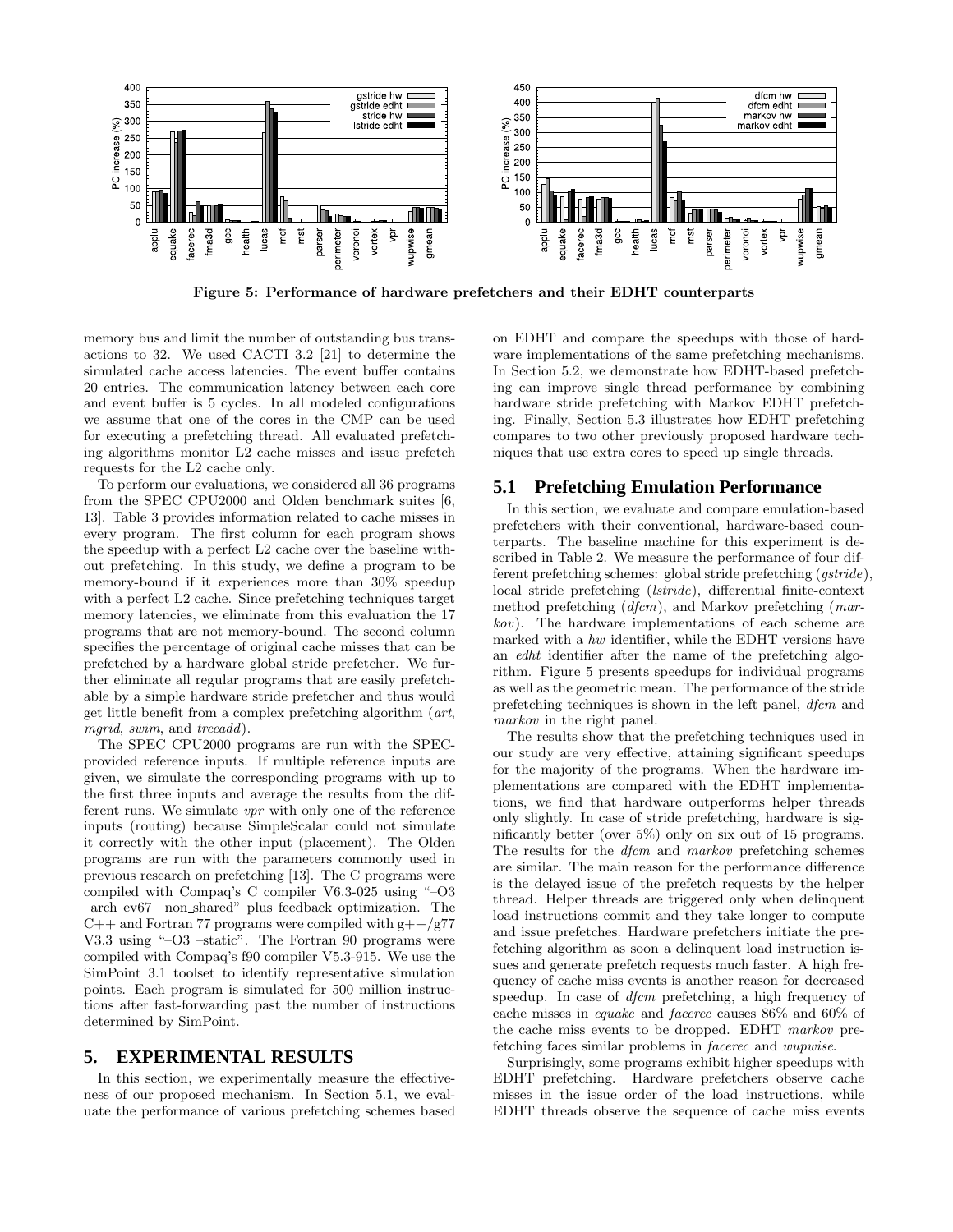Figure 5: Performance of hardware prefetchers and their EDHT counterparts

memory bus and limit the number of outstanding bus transactions to 32. We used CACTI 3.2 [21] to determine the simulated cache access latencies. The event buffer contains 20 entries. The communication latency between each core and event buffer is 5 cycles. In all modeled configurations we assume that one of the cores in the CMP can be used for executing a prefetching thread. All evaluated prefetching algorithms monitor L2 cache misses and issue prefetch requests for the L2 cache only.

To perform our evaluations, we considered all 36 programs from the SPEC CPU2000 and Olden benchmark suites [6, 13]. Table 3 provides information related to cache misses in every program. The first column for each program shows the speedup with a perfect L2 cache over the baseline without prefetching. In this study, we define a program to be memory-bound if it experiences more than 30% speedup with a perfect L2 cache. Since prefetching techniques target memory latencies, we eliminate from this evaluation the 17 programs that are not memory-bound. The second column specifies the percentage of original cache misses that can be prefetched by a hardware global stride prefetcher. We further eliminate all regular programs that are easily prefetchable by a simple hardware stride prefetcher and thus would get little benefit from a complex prefetching algorithm (*art*, *mgrid*, *swim*, and *treeadd*).

The SPEC CPU2000 programs are run with the SPEC-provided reference inputs. If multiple reference inputs are given, we simulate the corresponding programs with up to the first three inputs and average the results from the different runs. We simulate *vpr* with only one of the reference inputs (routing) because SimpleScalar could not simulate it correctly with the other input (placement). The Olden programs are run with the parameters commonly used in previous research on prefetching [13]. The C programs were compiled with Compaq's C compiler V6.3-025 using "–O3 –arch ev67 –non_shared" plus feedback optimization. The C++ and Fortran 77 programs were compiled with g++/g77 V3.3 using "–O3 –static". The Fortran 90 programs were compiled with Compaq's f90 compiler V5.3-915. We use the SimPoint 3.1 toolset to identify representative simulation points. Each program is simulated for 500 million instructions after fast-forwarding past the number of instructions determined by SimPoint.

# 5. EXPERIMENTAL RESULTS

In this section, we experimentally measure the effectiveness of our proposed mechanism. In Section 5.1, we evaluate the performance of various prefetching schemes based on EDHT and compare the speedups with those of hardware implementations of the same prefetching mechanisms. In Section 5.2, we demonstrate how EDHT-based prefetching can improve single thread performance by combining hardware stride prefetching with Markov EDHT prefetching. Finally, Section 5.3 illustrates how EDHT prefetching compares to two other previously proposed hardware techniques that use extra cores to speed up single threads.

## 5.1 Prefetching Emulation Performance

In this section, we evaluate and compare emulation-based prefetchers with their conventional, hardware-based counterparts. The baseline machine for this experiment is described in Table 2. We measure the performance of four different prefetching schemes: global stride prefetching (*gstride*), local stride prefetching (*lstride*), differential finite-context method prefetching (*dfcm*), and Markov prefetching (*markov*). The hardware implementations of each scheme are marked with a *hw* identifier, while the EDHT versions have an *edht* identifier after the name of the prefetching algorithm. Figure 5 presents speedups for individual programs as well as the geometric mean. The performance of the stride prefetching techniques is shown in the left panel, *dfcm* and *markov* in the right panel.

The results show that the prefetching techniques used in our study are very effective, attaining significant speedups for the majority of the programs. When the hardware implementations are compared with the EDHT implementations, we find that hardware outperforms helper threads only slightly. In case of stride prefetching, hardware is significantly better (over 5%) only on six out of 15 programs. The results for the *dfcm* and *markov* prefetching schemes are similar. The main reason for the performance difference is the delayed issue of the prefetch requests by the helper thread. Helper threads are triggered only when delinquent load instructions commit and they take longer to compute and issue prefetches. Hardware prefetchers initiate the prefetching algorithm as soon as a delinquent load instruction issues and generate prefetch requests much faster. A high frequency of cache miss events is another reason for decreased speedup. In case of *dfcm* prefetching, a high frequency of cache misses in *equake* and *facerec* causes 86% and 60% of the cache miss events to be dropped. EDHT *markov* prefetching faces similar problems in *facerec* and *wupwise*.

Surprisingly, some programs exhibit higher speedups with EDHT prefetching. Hardware prefetchers observe cache misses in the issue order of the load instructions, while EDHT threads observe the sequence of cache miss events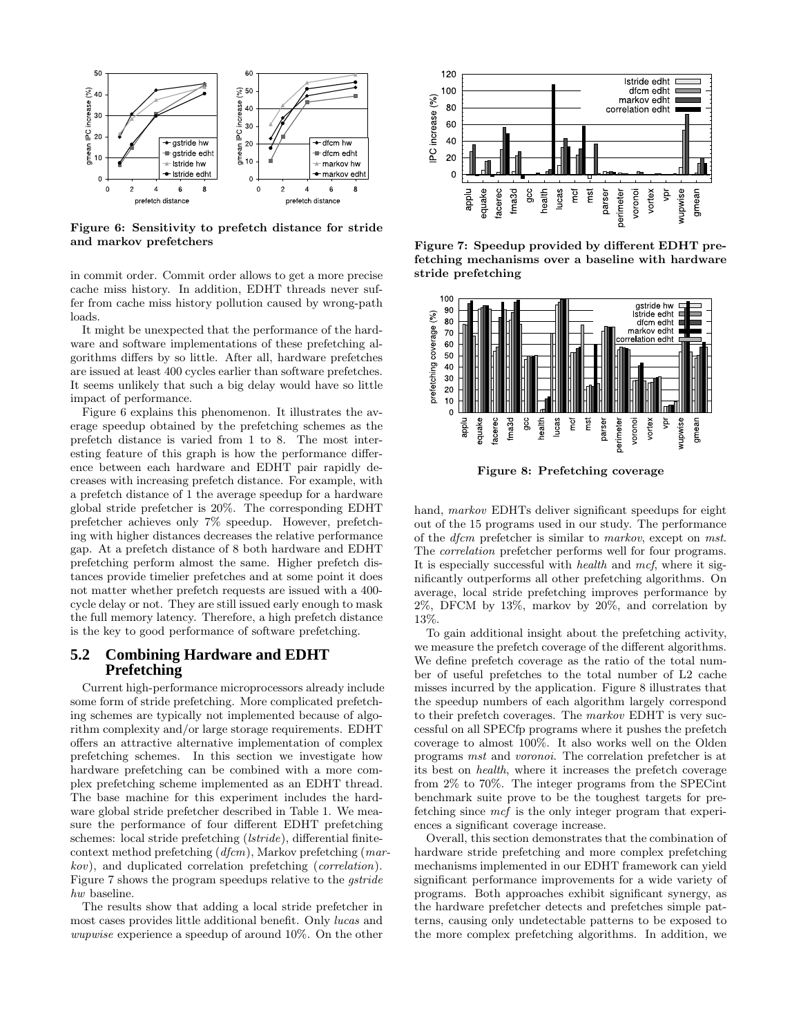**Figure 6: Sensitivity to prefetch distance for stride and markov prefetchers**

in commit order. Commit order allows to get a more precise cache miss history. In addition, EDHT threads never suffer from cache miss history pollution caused by wrong-path loads.

It might be unexpected that the performance of the hardware and software implementations of these prefetching algorithms differs by so little. After all, hardware prefetches are issued at least 400 cycles earlier than software prefetches. It seems unlikely that such a big delay would have so little impact of performance.

Figure 6 explains this phenomenon. It illustrates the average speedup obtained by the prefetching schemes as the prefetch distance is varied from 1 to 8. The most interesting feature of this graph is how the performance difference between each hardware and EDHT pair rapidly decreases with increasing prefetch distance. For example, with a prefetch distance of 1 the average speedup for a hardware global stride prefetcher is 20%. The corresponding EDHT prefetcher achieves only 7% speedup. However, prefetching with higher distances decreases the relative performance gap. At a prefetch distance of 8 both hardware and EDHT prefetching perform almost the same. Higher prefetch distances provide timelier prefetches and at some point it does not matter whether prefetch requests are issued with a 400-cycle delay or not. They are still issued early enough to mask the full memory latency. Therefore, a high prefetch distance is the key to good performance of software prefetching.

## 5.2 Combining Hardware and EDHT Prefetching

Current high-performance microprocessors already include some form of stride prefetching. More complicated prefetching schemes are typically not implemented because of algorithm complexity and/or large storage requirements. EDHT offers an attractive alternative implementation of complex prefetching schemes. In this section we investigate how hardware prefetching can be combined with a more complex prefetching scheme implemented as an EDHT thread. The base machine for this experiment includes the hardware global stride prefetcher described in Table 1. We measure the performance of four different EDHT prefetching schemes: local stride prefetching (*lstride*), differential finite-context method prefetching (*dfcm*), Markov prefetching (*markov*), and duplicated correlation prefetching (*correlation*). Figure 7 shows the program speedups relative to the *gstride hw* baseline.

The results show that adding a local stride prefetcher in most cases provides little additional benefit. Only *lucas* and *wupwise* experience a speedup of around 10%. On the other hand, *markov* EDHTs deliver significant speedups for eight out of the 15 programs used in our study. The performance of the *dfcm* prefetcher is similar to *markov*, except on *mst*. The *correlation* prefetcher performs well for four programs. It is especially successful with *health* and *mcf*, where it significantly outperforms all other prefetching algorithms. On average, local stride prefetching improves performance by 2%, DFCM by 13%, markov by 20%, and correlation by 13%.

**Figure 7: Speedup provided by different EDHT prefetching mechanisms over a baseline with hardware stride prefetching**

**Figure 8: Prefetching coverage**

To gain additional insight about the prefetching activity, we measure the prefetch coverage of the different algorithms. We define prefetch coverage as the ratio of the total number of useful prefetches to the total number of L2 cache misses incurred by the application. Figure 8 illustrates that the speedup numbers of each algorithm largely correspond to their prefetch coverages. The *markov* EDHT is very successful on all SPECfp programs where it pushes the prefetch coverage to almost 100%. It also works well on the Olden programs *mst* and *voronoi*. The correlation prefetcher is at its best on *health*, where it increases the prefetch coverage from 2% to 70%. The integer programs from the SPECint benchmark suite prove to be the toughest targets for prefetching since *mcf* is the only integer program that experiences a significant coverage increase.

Overall, this section demonstrates that the combination of hardware stride prefetching and more complex prefetching mechanisms implemented in our EDHT framework can yield significant performance improvements for a wide variety of programs. Both approaches exhibit significant synergy, as the hardware prefetcher detects and prefetches simple patterns, causing only undetectable patterns to be exposed to the more complex prefetching algorithms. In addition, we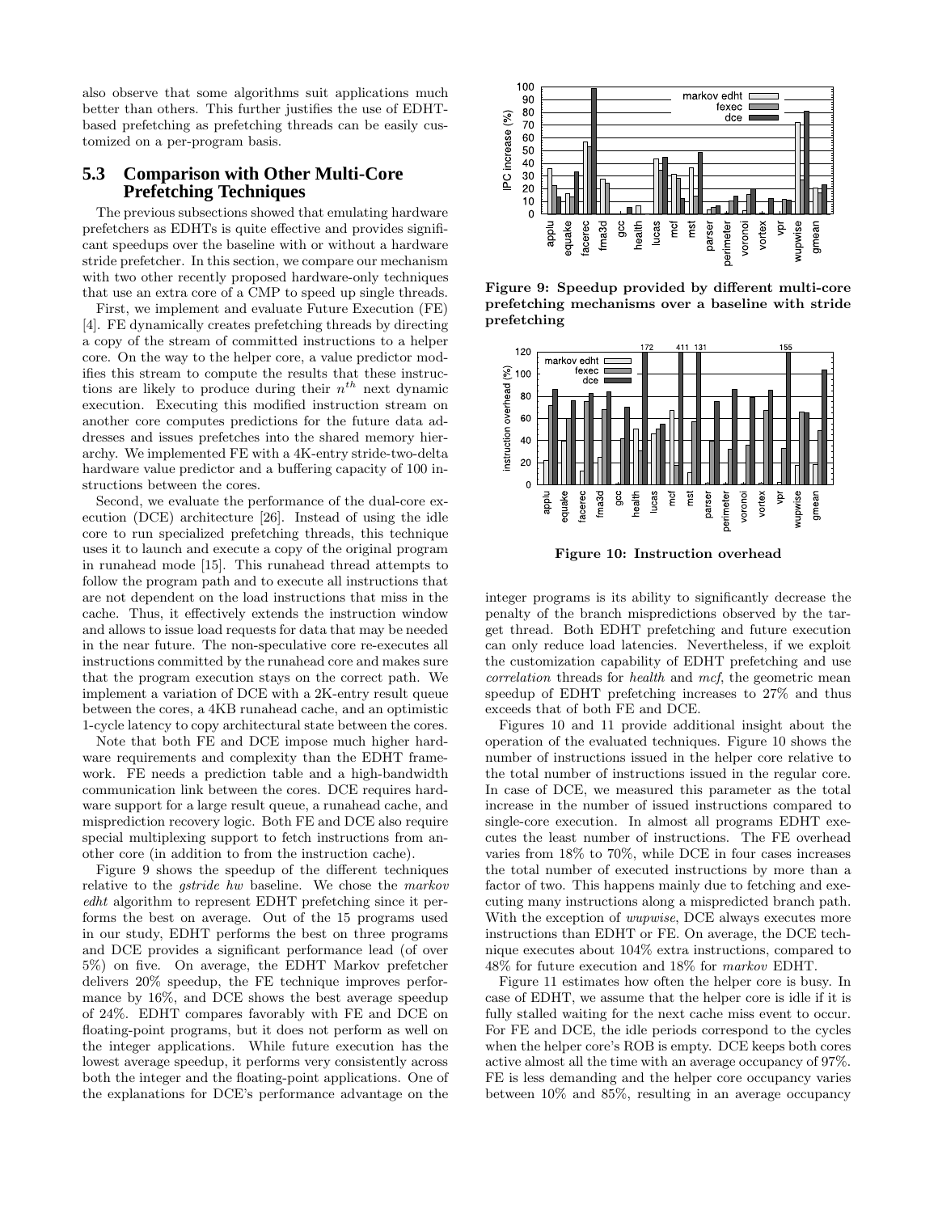also observe that some algorithms suit applications much better than others. This further justifies the use of EDHT-based prefetching as prefetching threads can be easily customized on a per-program basis.

## 5.3 Comparison with Other Multi-Core Prefetching Techniques

The previous subsections showed that emulating hardware prefetchers as EDHTs is quite effective and provides significant speedups over the baseline with or without a hardware stride prefetcher. In this section, we compare our mechanism with two other recently proposed hardware-only techniques that use an extra core of a CMP to speed up single threads.

First, we implement and evaluate Future Execution (FE) [4]. FE dynamically creates prefetching threads by directing a copy of the stream of committed instructions to a helper core. On the way to the helper core, a value predictor modifies this stream to compute the results that these instructions are likely to produce during their $n^{th}$ next dynamic execution. Executing this modified instruction stream on another core computes predictions for the future data addresses and issues prefetches into the shared memory hierarchy. We implemented FE with a 4K-entry stride-two-delta hardware value predictor and a buffering capacity of 100 instructions between the cores.

Second, we evaluate the performance of the dual-core execution (DCE) architecture [26]. Instead of using the idle core to run specialized prefetching threads, this technique uses it to launch and execute a copy of the original program in runahead mode [15]. This runahead thread attempts to follow the program path and to execute all instructions that are not dependent on the load instructions that miss in the cache. Thus, it effectively extends the instruction window and allows to issue load requests for data that may be needed in the near future. The non-speculative core re-executes all instructions committed by the runahead core and makes sure that the program execution stays on the correct path. We implement a variation of DCE with a 2K-entry result queue between the cores, a 4KB runahead cache, and an optimistic 1-cycle latency to copy architectural state between the cores.

Note that both FE and DCE impose much higher hardware requirements and complexity than the EDHT framework. FE needs a prediction table and a high-bandwidth communication link between the cores. DCE requires hardware support for a large result queue, a runahead cache, and misprediction recovery logic. Both FE and DCE also require special multiplexing support to fetch instructions from another core (in addition to from the instruction cache).

Figure 9 shows the speedup of the different techniques relative to the *gstride hw* baseline. We chose the *markov edht* algorithm to represent EDHT prefetching since it performs the best on average. Out of the 15 programs used in our study, EDHT performs the best on three programs and DCE provides a significant performance lead (of over 5%) on five. On average, the EDHT Markov prefetcher delivers 20% speedup, the FE technique improves performance by 16%, and DCE shows the best average speedup of 24%. EDHT compares favorably with FE and DCE on floating-point programs, but it does not perform as well on the integer applications. While future execution has the lowest average speedup, it performs very consistently across both the integer and the floating-point applications. One of the explanations for DCE's performance advantage on the

**Figure 9: Speedup provided by different multi-core prefetching mechanisms over a baseline with stride prefetching**

**Figure 10: Instruction overhead**

integer programs is its ability to significantly decrease the penalty of the branch mispredictions observed by the target thread. Both EDHT prefetching and future execution can only reduce load latencies. Nevertheless, if we exploit the customization capability of EDHT prefetching and use *correlation* threads for *health* and *mcf*, the geometric mean speedup of EDHT prefetching increases to 27% and thus exceeds that of both FE and DCE.

Figures 10 and 11 provide additional insight about the operation of the evaluated techniques. Figure 10 shows the number of instructions issued in the helper core relative to the total number of instructions issued in the regular core. In case of DCE, we measured this parameter as the total increase in the number of issued instructions compared to single-core execution. In almost all programs EDHT executes the least number of instructions. The FE overhead varies from 18% to 70%, while DCE in four cases increases the total number of executed instructions by more than a factor of two. This happens mainly due to fetching and executing many instructions along a mispredicted branch path. With the exception of *wupwise*, DCE always executes more instructions than EDHT or FE. On average, the DCE technique executes about 104% extra instructions, compared to 48% for future execution and 18% for *markov* EDHT.

Figure 11 estimates how often the helper core is busy. In case of EDHT, we assume that the helper core is idle if it is fully stalled waiting for the next cache miss event to occur. For FE and DCE, the idle periods correspond to the cycles when the helper core's ROB is empty. DCE keeps both cores active almost all the time with an average occupancy of 97%. FE is less demanding and the helper core occupancy varies between 10% and 85%, resulting in an average occupancy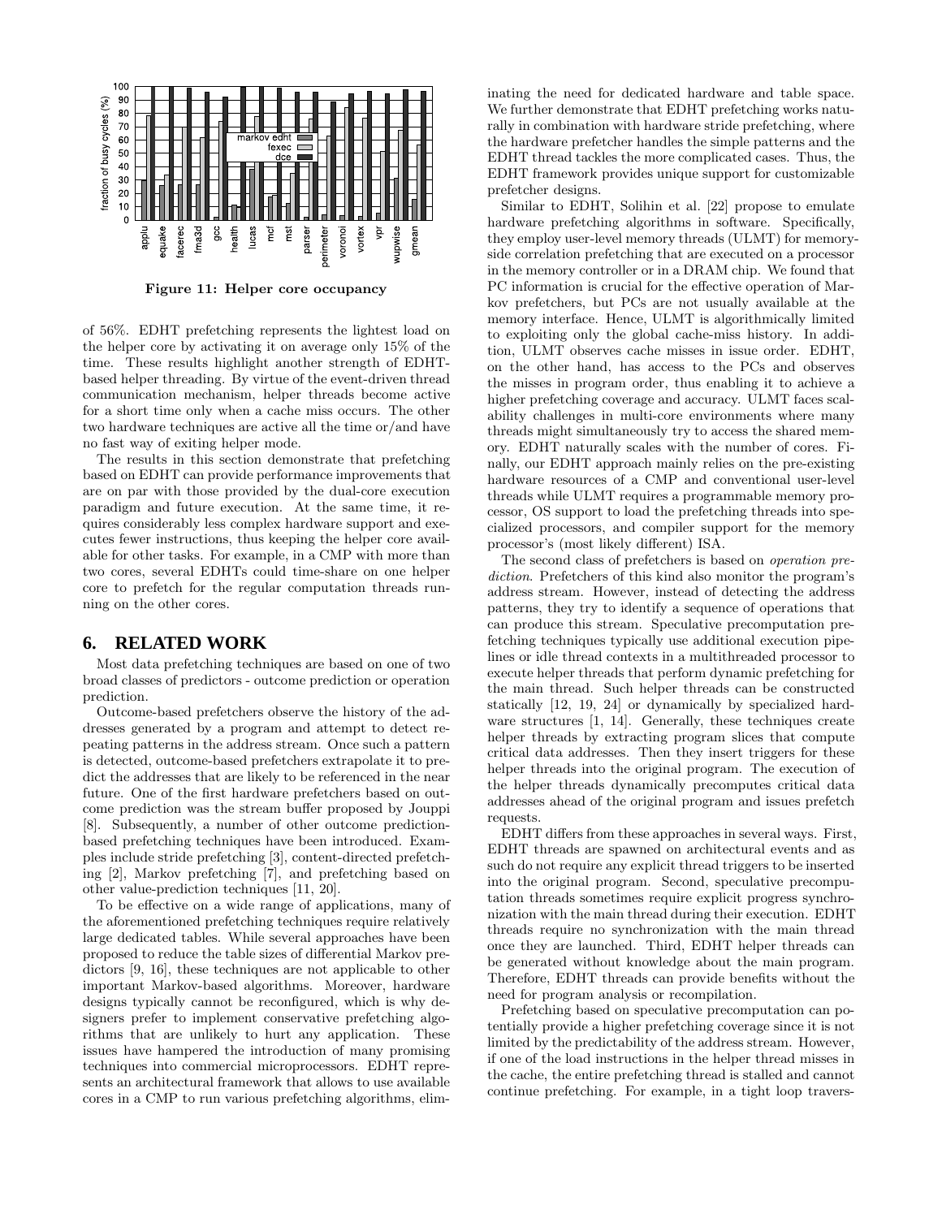Figure 11: Helper core occupancy

of 56%. EDHT prefetching represents the lightest load on the helper core by activating it on average only 15% of the time. These results highlight another strength of EDHT-based helper threading. By virtue of the event-driven thread communication mechanism, helper threads become active for a short time only when a cache miss occurs. The other two hardware techniques are active all the time or/and have no fast way of exiting helper mode.

The results in this section demonstrate that prefetching based on EDHT can provide performance improvements that are on par with those provided by the dual-core execution paradigm and future execution. At the same time, it requires considerably less complex hardware support and executes fewer instructions, thus keeping the helper core available for other tasks. For example, in a CMP with more than two cores, several EDHTs could time-share on one helper core to prefetch for the regular computation threads running on the other cores.

## 6. RELATED WORK

Most data prefetching techniques are based on one of two broad classes of predictors - outcome prediction or operation prediction.

Outcome-based prefetchers observe the history of the addresses generated by a program and attempt to detect repeating patterns in the address stream. Once such a pattern is detected, outcome-based prefetchers extrapolate it to predict the addresses that are likely to be referenced in the near future. One of the first hardware prefetchers based on outcome prediction was the stream buffer proposed by Jouppi [8]. Subsequently, a number of other outcome prediction-based prefetching techniques have been introduced. Examples include stride prefetching [3], content-directed prefetching [2], Markov prefetching [7], and prefetching based on other value-prediction techniques [11, 20].

To be effective on a wide range of applications, many of the aforementioned prefetching techniques require relatively large dedicated tables. While several approaches have been proposed to reduce the table sizes of differential Markov predictors [9, 16], these techniques are not applicable to other important Markov-based algorithms. Moreover, hardware designs typically cannot be reconfigured, which is why designers prefer to implement conservative prefetching algorithms that are unlikely to hurt any application. These issues have hampered the introduction of many promising techniques into commercial microprocessors. EDHT represents an architectural framework that allows to use available cores in a CMP to run various prefetching algorithms, eliminating the need for dedicated hardware and table space. We further demonstrate that EDHT prefetching works naturally in combination with hardware stride prefetching, where the hardware prefetcher handles the simple patterns and the EDHT thread tackles the more complicated cases. Thus, the EDHT framework provides unique support for customizable prefetcher designs.

Similar to EDHT, Solihin et al. [22] propose to emulate hardware prefetching algorithms in software. Specifically, they employ user-level memory threads (ULMT) for memory-side correlation prefetching that are executed on a processor in the memory controller or in a DRAM chip. We found that PC information is crucial for the effective operation of Markov prefetchers, but PCs are not usually available at the memory interface. Hence, ULMT is algorithmically limited to exploiting only the global cache-miss history. In addition, ULMT observes cache misses in issue order. EDHT, on the other hand, has access to the PCs and observes the misses in program order, thus enabling it to achieve a higher prefetching coverage and accuracy. ULMT faces scalability challenges in multi-core environments where many threads might simultaneously try to access the shared memory. EDHT naturally scales with the number of cores. Finally, our EDHT approach mainly relies on the pre-existing hardware resources of a CMP and conventional user-level threads while ULMT requires a programmable memory processor, OS support to load the prefetching threads into specialized processors, and compiler support for the memory processor's (most likely different) ISA.

The second class of prefetchers is based on *operation prediction*. Prefetchers of this kind also monitor the program's address stream. However, instead of detecting the address patterns, they try to identify a sequence of operations that can produce this stream. Speculative precomputation prefetching techniques typically use additional execution pipelines or idle thread contexts in a multithreaded processor to execute helper threads that perform dynamic prefetching for the main thread. Such helper threads can be constructed statically [12, 19, 24] or dynamically by specialized hardware structures [1, 14]. Generally, these techniques create helper threads by extracting program slices that compute critical data addresses. Then they insert triggers for these helper threads into the original program. The execution of the helper threads dynamically precomputes critical data addresses ahead of the original program and issues prefetch requests.

EDHT differs from these approaches in several ways. First, EDHT threads are spawned on architectural events and as such do not require any explicit thread triggers to be inserted into the original program. Second, speculative precomputation threads sometimes require explicit progress synchronization with the main thread during their execution. EDHT threads require no synchronization with the main thread once they are launched. Third, EDHT helper threads can be generated without knowledge about the main program. Therefore, EDHT threads can provide benefits without the need for program analysis or recompilation.

Prefetching based on speculative precomputation can potentially provide a higher prefetching coverage since it is not limited by the predictability of the address stream. However, if one of the load instructions in the helper thread misses in the cache, the entire prefetching thread is stalled and cannot continue prefetching. For example, in a tight loop travers-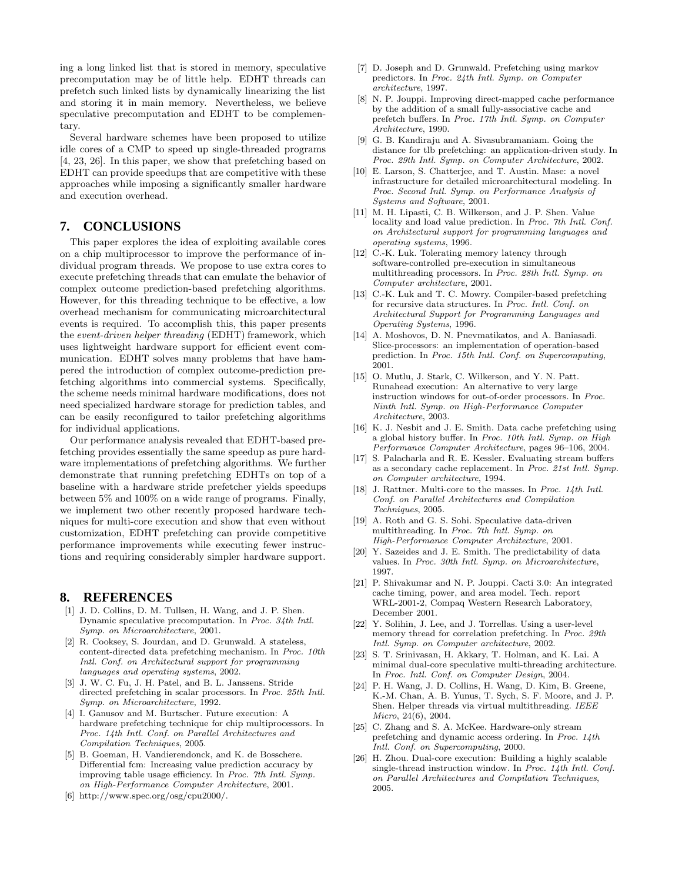ing a long linked list that is stored in memory, speculative precomputation may be of little help. EDHT threads can prefetch such linked lists by dynamically linearizing the list and storing it in main memory. Nevertheless, we believe speculative precomputation and EDHT to be complementary.

Several hardware schemes have been proposed to utilize idle cores of a CMP to speed up single-threaded programs [4, 23, 26]. In this paper, we show that prefetching based on EDHT can provide speedups that are competitive with these approaches while imposing a significantly smaller hardware and execution overhead.

## 7. CONCLUSIONS

This paper explores the idea of exploiting available cores on a chip multiprocessor to improve the performance of individual program threads. We propose to use extra cores to execute prefetching threads that can emulate the behavior of complex outcome prediction-based prefetching algorithms. However, for this threading technique to be effective, a low overhead mechanism for communicating microarchitectural events is required. To accomplish this, this paper presents the *event-driven helper threading* (EDHT) framework, which uses lightweight hardware support for efficient event communication. EDHT solves many problems that have hampered the introduction of complex outcome-prediction prefetching algorithms into commercial systems. Specifically, the scheme needs minimal hardware modifications, does not need specialized hardware storage for prediction tables, and can be easily reconfigured to tailor prefetching algorithms for individual applications.

Our performance analysis revealed that EDHT-based prefetching provides essentially the same speedup as pure hardware implementations of prefetching algorithms. We further demonstrate that running prefetching EDHTs on top of a baseline with a hardware stride prefetcher yields speedups between 5% and 100% on a wide range of programs. Finally, we implement two other recently proposed hardware techniques for multi-core execution and show that even without customization, EDHT prefetching can provide competitive performance improvements while executing fewer instructions and requiring considerably simpler hardware support.

## 8. REFERENCES

[1] J. D. Collins, D. M. Tullsen, H. Wang, and J. P. Shen. Dynamic speculative precomputation. In *Proc. 34th Intl. Symp. on Microarchitecture*, 2001.

[2] R. Cooksey, S. Jourdan, and D. Grunwald. A stateless, content-directed data prefetching mechanism. In *Proc. 10th Intl. Conf. on Architectural support for programming languages and operating systems*, 2002.

[3] J. W. C. Fu, J. H. Patel, and B. L. Janssens. Stride directed prefetching in scalar processors. In *Proc. 25th Intl. Symp. on Microarchitecture*, 1992.

[4] I. Ganusov and M. Burtscher. Future execution: A hardware prefetching technique for chip multiprocessors. In *Proc. 14th Intl. Conf. on Parallel Architectures and Compilation Techniques*, 2005.

[5] B. Goeman, H. Vandierendonck, and K. de Bosschere. Differential fcm: Increasing value prediction accuracy by improving table usage efficiency. In *Proc. 7th Intl. Symp. on High-Performance Computer Architecture*, 2001.

[6] http://www.spec.org/osg/cpu2000/.

[7] D. Joseph and D. Grunwald. Prefetching using markov predictors. In *Proc. 24th Intl. Symp. on Computer architecture*, 1997.

[8] N. P. Jouppi. Improving direct-mapped cache performance by the addition of a small fully-associative cache and prefetch buffers. In *Proc. 17th Intl. Symp. on Computer Architecture*, 1990.

[9] G. B. Kandiraju and A. Sivasubramaniam. Going the distance for tlb prefetching: an application-driven study. In *Proc. 29th Intl. Symp. on Computer Architecture*, 2002.

[10] E. Larson, S. Chatterjee, and T. Austin. Mase: a novel infrastructure for detailed microarchitectural modeling. In *Proc. Second Intl. Symp. on Performance Analysis of Systems and Software*, 2001.

[11] M. H. Lipasti, C. B. Wilkerson, and J. P. Shen. Value locality and load value prediction. In *Proc. 7th Intl. Conf. on Architectural support for programming languages and operating systems*, 1996.

[12] C.-K. Luk. Tolerating memory latency through software-controlled pre-execution in simultaneous multithreading processors. In *Proc. 28th Intl. Symp. on Computer architecture*, 2001.

[13] C.-K. Luk and T. C. Mowry. Compiler-based prefetching for recursive data structures. In *Proc. Intl. Conf. on Architectural Support for Programming Languages and Operating Systems*, 1996.

[14] A. Moshovos, D. N. Pnevmatikatos, and A. Baniasadi. Slice-processors: an implementation of operation-based prediction. In *Proc. 15th Intl. Conf. on Supercomputing*, 2001.

[15] O. Mutlu, J. Stark, C. Wilkerson, and Y. N. Patt. Runahead execution: An alternative to very large instruction windows for out-of-order processors. In *Proc. Ninth Intl. Symp. on High-Performance Computer Architecture*, 2003.

[16] K. J. Nesbit and J. E. Smith. Data cache prefetching using a global history buffer. In *Proc. 10th Intl. Symp. on High Performance Computer Architecture*, pages 96–106, 2004.

[17] S. Palacharla and R. E. Kessler. Evaluating stream buffers as a secondary cache replacement. In *Proc. 21st Intl. Symp. on Computer architecture*, 1994.

[18] J. Rattner. Multi-core to the masses. In *Proc. 14th Intl. Conf. on Parallel Architectures and Compilation Techniques*, 2005.

[19] A. Roth and G. S. Sohi. Speculative data-driven multithreading. In *Proc. 7th Intl. Symp. on High-Performance Computer Architecture*, 2001.

[20] Y. Sazeides and J. E. Smith. The predictability of data values. In *Proc. 30th Intl. Symp. on Microarchitecture*, 1997.

[21] P. Shivakumar and N. P. Jouppi. Cacti 3.0: An integrated cache timing, power, and area model. Tech. report WRL-2001-2, Compaq Western Research Laboratory, December 2001.

[22] Y. Solihin, J. Lee, and J. Torrellas. Using a user-level memory thread for correlation prefetching. In *Proc. 29th Intl. Symp. on Computer architecture*, 2002.

[23] S. T. Srinivasan, H. Akkary, T. Holman, and K. Lai. A minimal dual-core speculative multi-threading architecture. In *Proc. Intl. Conf. on Computer Design*, 2004.

[24] P. H. Wang, J. D. Collins, H. Wang, D. Kim, B. Greene, K.-M. Chan, A. B. Yunus, T. Sych, S. F. Moore, and J. P. Shen. Helper threads via virtual multithreading. *IEEE Micro*, 24(6), 2004.

[25] C. Zhang and S. A. McKee. Hardware-only stream prefetching and dynamic access ordering. In *Proc. 14th Intl. Conf. on Supercomputing*, 2000.

[26] H. Zhou. Dual-core execution: Building a highly scalable single-thread instruction window. In *Proc. 14th Intl. Conf. on Parallel Architectures and Compilation Techniques*, 2005.